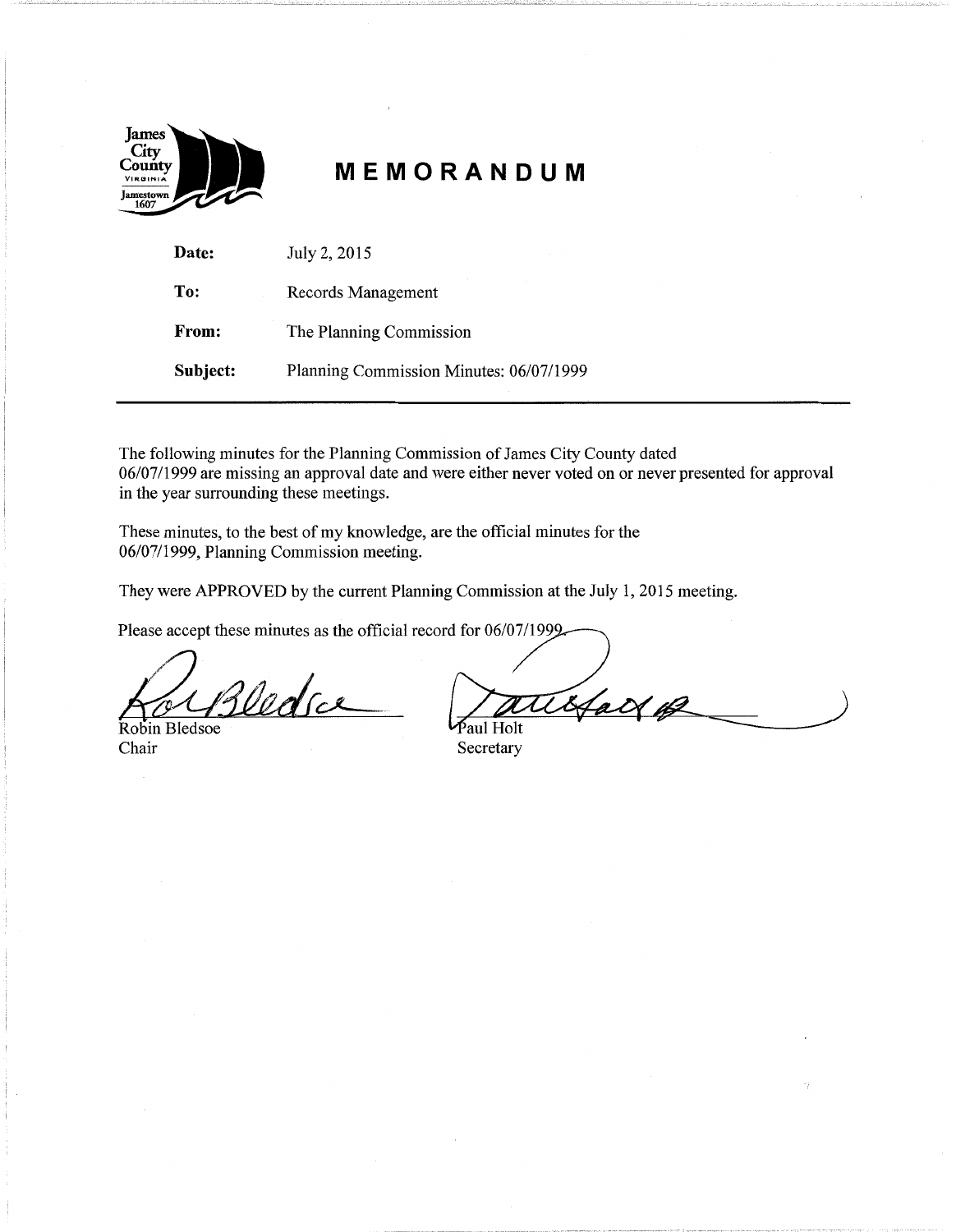James City County VIRGINIA Jamestown 1607

# MEMORANDUM

| | |
|---|---|
| **Date:** | July 2, 2015 |
| **To:** | Records Management |
| **From:** | The Planning Commission |
| **Subject:** | Planning Commission Minutes: 06/07/1999 |

The following minutes for the Planning Commission of James City County dated 06/07/1999 are missing an approval date and were either never voted on or never presented for approval in the year surrounding these meetings.

These minutes, to the best of my knowledge, are the official minutes for the 06/07/1999, Planning Commission meeting.

They were APPROVED by the current Planning Commission at the July 1, 2015 meeting.

Please accept these minutes as the official record for 06/07/1999.

Robin Bledsoe
Chair

Paul Holt
Secretary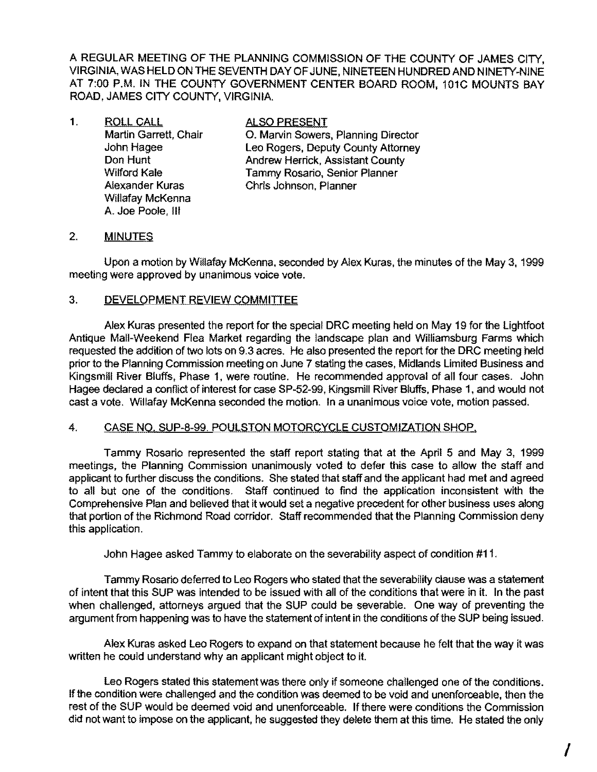A REGULAR MEETING OF THE PLANNING COMMISSION OF THE COUNTY OF JAMES CITY, VIRGINIA, WAS HELD ON THE SEVENTH DAY OF JUNE, NINETEEN HUNDRED AND NINETY-NINE AT 7:00 P.M. IN THE COUNTY GOVERNMENT CENTER BOARD ROOM, 101C MOUNTS BAY ROAD, JAMES CITY COUNTY, VIRGINIA.

1. ROLL CALL

| ROLL CALL | ALSO PRESENT |
|---|---|
| Martin Garrett, Chair | O. Marvin Sowers, Planning Director |
| John Hagee | Leo Rogers, Deputy County Attorney |
| Don Hunt | Andrew Herrick, Assistant County |
| Wilford Kale | Tammy Rosario, Senior Planner |
| Alexander Kuras | Chris Johnson, Planner |
| Willafay McKenna | |
| A. Joe Poole, III | |

2. MINUTES

Upon a motion by Willafay McKenna, seconded by Alex Kuras, the minutes of the May 3, 1999 meeting were approved by unanimous voice vote.

3. DEVELOPMENT REVIEW COMMITTEE

Alex Kuras presented the report for the special DRC meeting held on May 19 for the Lightfoot Antique Mall-Weekend Flea Market regarding the landscape plan and Williamsburg Farms which requested the addition of two lots on 9.3 acres. He also presented the report for the DRC meeting held prior to the Planning Commission meeting on June 7 stating the cases, Midlands Limited Business and Kingsmill River Bluffs, Phase 1, were routine. He recommended approval of all four cases. John Hagee declared a conflict of interest for case SP-52-99, Kingsmill River Bluffs, Phase 1, and would not cast a vote. Willafay McKenna seconded the motion. In a unanimous voice vote, motion passed.

4. CASE NO. SUP-8-99. POULSTON MOTORCYCLE CUSTOMIZATION SHOP.

Tammy Rosario represented the staff report stating that at the April 5 and May 3, 1999 meetings, the Planning Commission unanimously voted to defer this case to allow the staff and applicant to further discuss the conditions. She stated that staff and the applicant had met and agreed to all but one of the conditions. Staff continued to find the application inconsistent with the Comprehensive Plan and believed that it would set a negative precedent for other business uses along that portion of the Richmond Road corridor. Staff recommended that the Planning Commission deny this application.

John Hagee asked Tammy to elaborate on the severability aspect of condition #11.

Tammy Rosario deferred to Leo Rogers who stated that the severability clause was a statement of intent that this SUP was intended to be issued with all of the conditions that were in it. In the past when challenged, attorneys argued that the SUP could be severable. One way of preventing the argument from happening was to have the statement of intent in the conditions of the SUP being issued.

Alex Kuras asked Leo Rogers to expand on that statement because he felt that the way it was written he could understand why an applicant might object to it.

Leo Rogers stated this statement was there only if someone challenged one of the conditions. If the condition were challenged and the condition was deemed to be void and unenforceable, then the rest of the SUP would be deemed void and unenforceable. If there were conditions the Commission did not want to impose on the applicant, he suggested they delete them at this time. He stated the only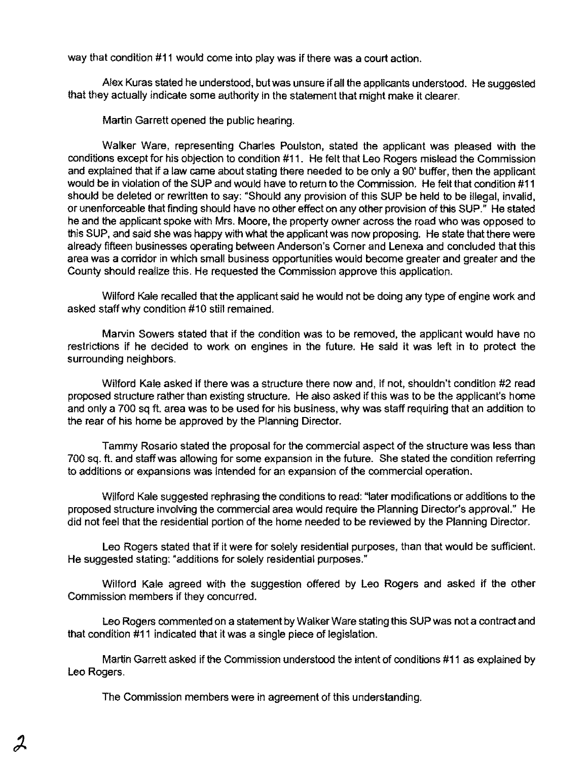way that condition #11 would come into play was if there was a court action.

Alex Kuras stated he understood, but was unsure if all the applicants understood. He suggested that they actually indicate some authority in the statement that might make it clearer.

Martin Garrett opened the public hearing.

Walker Ware, representing Charles Poulston, stated the applicant was pleased with the conditions except for his objection to condition #11. He felt that Leo Rogers mislead the Commission and explained that if a law came about stating there needed to be only a 90' buffer, then the applicant would be in violation of the SUP and would have to return to the Commission. He felt that condition #11 should be deleted or rewritten to say: "Should any provision of this SUP be held to be illegal, invalid, or unenforceable that finding should have no other effect on any other provision of this SUP." He stated he and the applicant spoke with Mrs. Moore, the property owner across the road who was opposed to this SUP, and said she was happy with what the applicant was now proposing. He state that there were already fifteen businesses operating between Anderson's Corner and Lenexa and concluded that this area was a corridor in which small business opportunities would become greater and greater and the County should realize this. He requested the Commission approve this application.

Wilford Kale recalled that the applicant said he would not be doing any type of engine work and asked staff why condition #10 still remained.

Marvin Sowers stated that if the condition was to be removed, the applicant would have no restrictions if he decided to work on engines in the future. He said it was left in to protect the surrounding neighbors.

Wilford Kale asked if there was a structure there now and, if not, shouldn't condition #2 read proposed structure rather than existing structure. He also asked if this was to be the applicant's home and only a 700 sq ft. area was to be used for his business, why was staff requiring that an addition to the rear of his home be approved by the Planning Director.

Tammy Rosario stated the proposal for the commercial aspect of the structure was less than 700 sq. ft. and staff was allowing for some expansion in the future. She stated the condition referring to additions or expansions was intended for an expansion of the commercial operation.

Wilford Kale suggested rephrasing the conditions to read: "later modifications or additions to the proposed structure involving the commercial area would require the Planning Director's approval." He did not feel that the residential portion of the home needed to be reviewed by the Planning Director.

Leo Rogers stated that if it were for solely residential purposes, than that would be sufficient. He suggested stating: "additions for solely residential purposes."

Wilford Kale agreed with the suggestion offered by Leo Rogers and asked if the other Commission members if they concurred.

Leo Rogers commented on a statement by Walker Ware stating this SUP was not a contract and that condition #11 indicated that it was a single piece of legislation.

Martin Garrett asked if the Commission understood the intent of conditions #11 as explained by Leo Rogers.

The Commission members were in agreement of this understanding.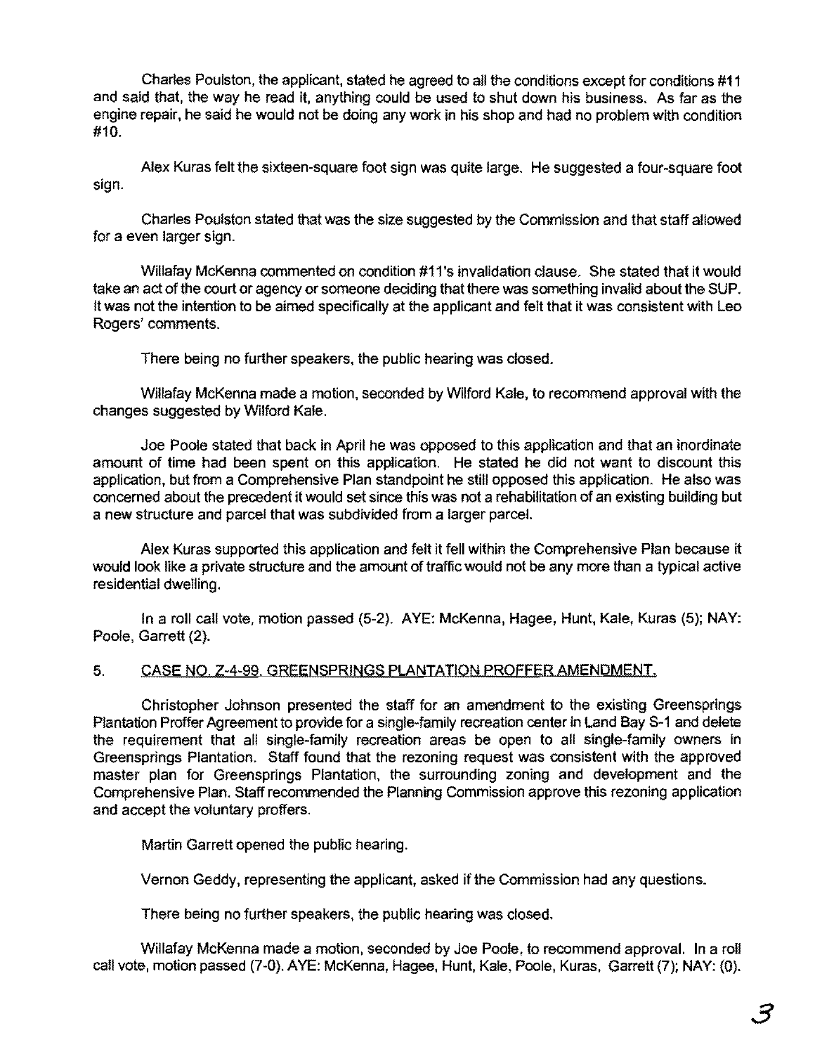Charles Poulston, the applicant, stated he agreed to all the conditions except for conditions #11 and said that, the way he read it, anything could be used to shut down his business. As far as the engine repair, he said he would not be doing any work in his shop and had no problem with condition #10.

Alex Kuras felt the sixteen-square foot sign was quite large. He suggested a four-square foot sign.

Charles Poulston stated that was the size suggested by the Commission and that staff allowed for a even larger sign.

Willafay McKenna commented on condition #11's invalidation clause. She stated that it would take an act of the court or agency or someone deciding that there was something invalid about the SUP. It was not the intention to be aimed specifically at the applicant and felt that it was consistent with Leo Rogers' comments.

There being no further speakers, the public hearing was closed.

Willafay McKenna made a motion, seconded by Wilford Kale, to recommend approval with the changes suggested by Wilford Kale.

Joe Poole stated that back in April he was opposed to this application and that an inordinate amount of time had been spent on this application. He stated he did not want to discount this application, but from a Comprehensive Plan standpoint he still opposed this application. He also was concerned about the precedent it would set since this was not a rehabilitation of an existing building but a new structure and parcel that was subdivided from a larger parcel.

Alex Kuras supported this application and felt it fell within the Comprehensive Plan because it would look like a private structure and the amount of traffic would not be any more than a typical active residential dwelling.

In a roll call vote, motion passed (5-2). AYE: McKenna, Hagee, Hunt, Kale, Kuras (5); NAY: Poole, Garrett (2).

5. CASE NO. Z-4-99. GREENSPRINGS PLANTATION PROFFER AMENDMENT.

Christopher Johnson presented the staff for an amendment to the existing Greensprings Plantation Proffer Agreement to provide for a single-family recreation center in Land Bay S-1 and delete the requirement that all single-family recreation areas be open to all single-family owners in Greensprings Plantation. Staff found that the rezoning request was consistent with the approved master plan for Greensprings Plantation, the surrounding zoning and development and the Comprehensive Plan. Staff recommended the Planning Commission approve this rezoning application and accept the voluntary proffers.

Martin Garrett opened the public hearing.

Vernon Geddy, representing the applicant, asked if the Commission had any questions.

There being no further speakers, the public hearing was closed.

Willafay McKenna made a motion, seconded by Joe Poole, to recommend approval. In a roll call vote, motion passed (7-0). AYE: McKenna, Hagee, Hunt, Kale, Poole, Kuras, Garrett (7); NAY: (0).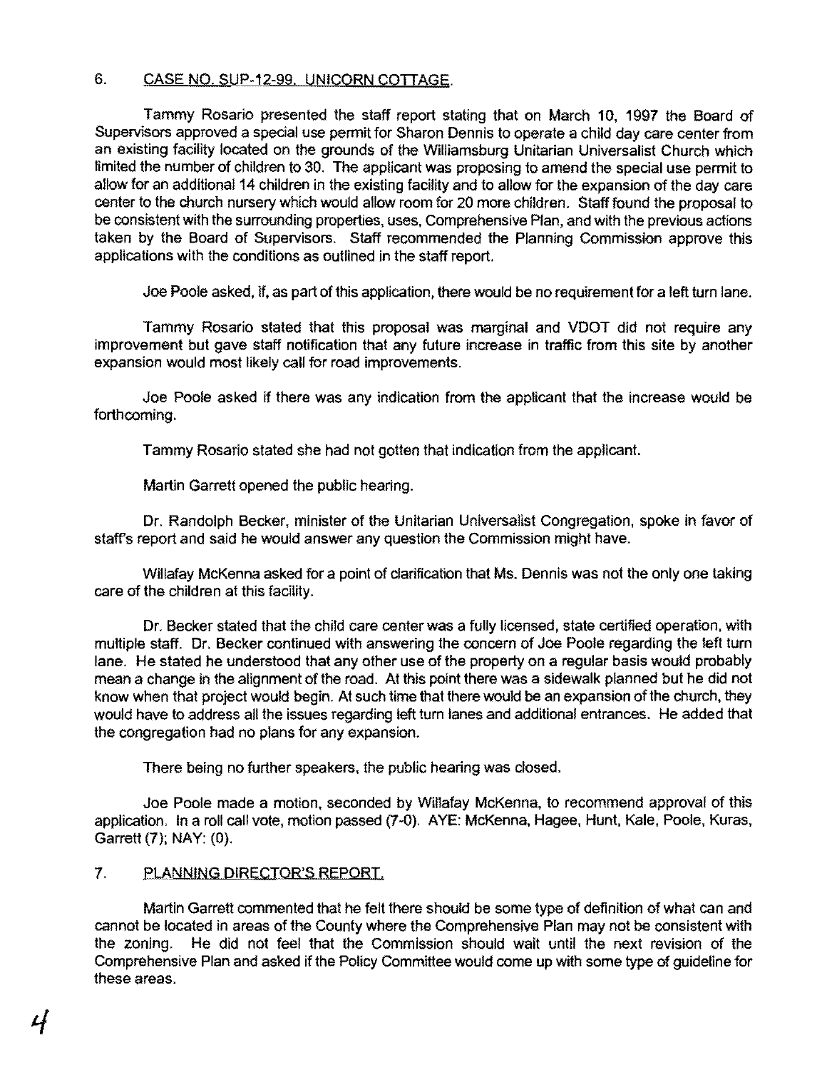6. <u>CASE NO. SUP-12-99. UNICORN COTTAGE.</u>

Tammy Rosario presented the staff report stating that on March 10, 1997 the Board of Supervisors approved a special use permit for Sharon Dennis to operate a child day care center from an existing facility located on the grounds of the Williamsburg Unitarian Universalist Church which limited the number of children to 30. The applicant was proposing to amend the special use permit to allow for an additional 14 children in the existing facility and to allow for the expansion of the day care center to the church nursery which would allow room for 20 more children. Staff found the proposal to be consistent with the surrounding properties, uses, Comprehensive Plan, and with the previous actions taken by the Board of Supervisors. Staff recommended the Planning Commission approve this applications with the conditions as outlined in the staff report.

Joe Poole asked, if, as part of this application, there would be no requirement for a left turn lane.

Tammy Rosario stated that this proposal was marginal and VDOT did not require any improvement but gave staff notification that any future increase in traffic from this site by another expansion would most likely call for road improvements.

Joe Poole asked if there was any indication from the applicant that the increase would be forthcoming.

Tammy Rosario stated she had not gotten that indication from the applicant.

Martin Garrett opened the public hearing.

Dr. Randolph Becker, minister of the Unitarian Universalist Congregation, spoke in favor of staff's report and said he would answer any question the Commission might have.

Willafay McKenna asked for a point of clarification that Ms. Dennis was not the only one taking care of the children at this facility.

Dr. Becker stated that the child care center was a fully licensed, state certified operation, with multiple staff. Dr. Becker continued with answering the concern of Joe Poole regarding the left turn lane. He stated he understood that any other use of the property on a regular basis would probably mean a change in the alignment of the road. At this point there was a sidewalk planned but he did not know when that project would begin. At such time that there would be an expansion of the church, they would have to address all the issues regarding left turn lanes and additional entrances. He added that the congregation had no plans for any expansion.

There being no further speakers, the public hearing was closed.

Joe Poole made a motion, seconded by Willafay McKenna, to recommend approval of this application. In a roll call vote, motion passed (7-0). AYE: McKenna, Hagee, Hunt, Kale, Poole, Kuras, Garrett (7); NAY: (0).

7. <u>PLANNING DIRECTOR'S REPORT.</u>

Martin Garrett commented that he felt there should be some type of definition of what can and cannot be located in areas of the County where the Comprehensive Plan may not be consistent with the zoning. He did not feel that the Commission should wait until the next revision of the Comprehensive Plan and asked if the Policy Committee would come up with some type of guideline for these areas.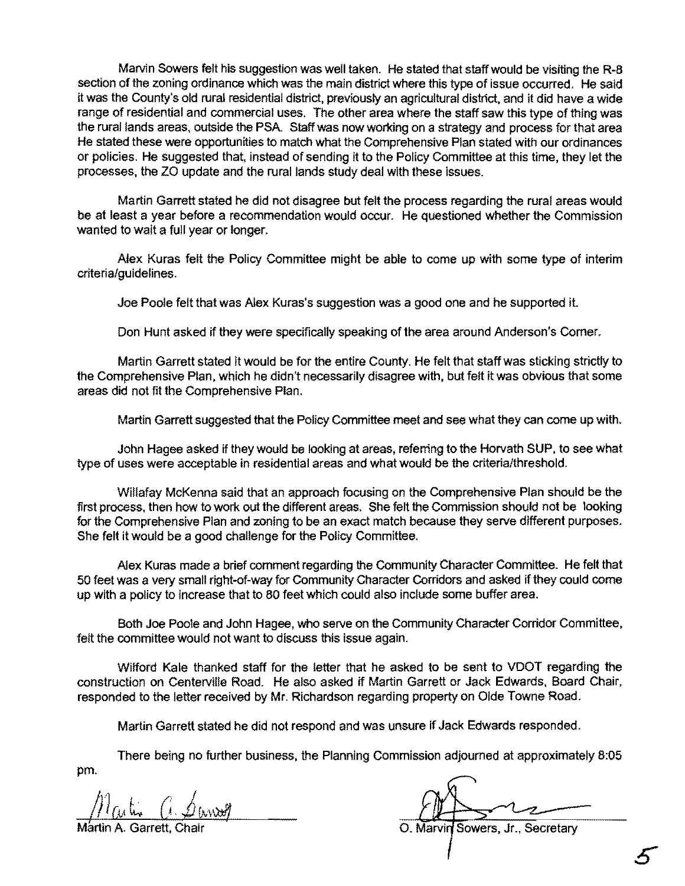Marvin Sowers felt his suggestion was well taken. He stated that staff would be visiting the R-8 section of the zoning ordinance which was the main district where this type of issue occurred. He said it was the County's old rural residential district, previously an agricultural district, and it did have a wide range of residential and commercial uses. The other area where the staff saw this type of thing was the rural lands areas, outside the PSA. Staff was now working on a strategy and process for that area He stated these were opportunities to match what the Comprehensive Plan stated with our ordinances or policies. He suggested that, instead of sending it to the Policy Committee at this time, they let the processes, the ZO update and the rural lands study deal with these issues.

Martin Garrett stated he did not disagree but felt the process regarding the rural areas would be at least a year before a recommendation would occur. He questioned whether the Commission wanted to wait a full year or longer.

Alex Kuras felt the Policy Committee might be able to come up with some type of interim criteria/guidelines.

Joe Poole felt that was Alex Kuras's suggestion was a good one and he supported it.

Don Hunt asked if they were specifically speaking of the area around Anderson's Corner.

Martin Garrett stated it would be for the entire County. He felt that staff was sticking strictly to the Comprehensive Plan, which he didn't necessarily disagree with, but felt it was obvious that some areas did not fit the Comprehensive Plan.

Martin Garrett suggested that the Policy Committee meet and see what they can come up with.

John Hagee asked if they would be looking at areas, referring to the Horvath SUP, to see what type of uses were acceptable in residential areas and what would be the criteria/threshold.

Willafay McKenna said that an approach focusing on the Comprehensive Plan should be the first process, then how to work out the different areas. She felt the Commission should not be looking for the Comprehensive Plan and zoning to be an exact match because they serve different purposes. She felt it would be a good challenge for the Policy Committee.

Alex Kuras made a brief comment regarding the Community Character Committee. He felt that 50 feet was a very small right-of-way for Community Character Corridors and asked if they could come up with a policy to increase that to 80 feet which could also include some buffer area.

Both Joe Poole and John Hagee, who serve on the Community Character Corridor Committee, felt the committee would not want to discuss this issue again.

Wilford Kale thanked staff for the letter that he asked to be sent to VDOT regarding the construction on Centerville Road. He also asked if Martin Garrett or Jack Edwards, Board Chair, responded to the letter received by Mr. Richardson regarding property on Olde Towne Road.

Martin Garrett stated he did not respond and was unsure if Jack Edwards responded.

There being no further business, the Planning Commission adjourned at approximately 8:05 pm.

Martin A. Garrett, Chair

O. Marvin Sowers, Jr., Secretary